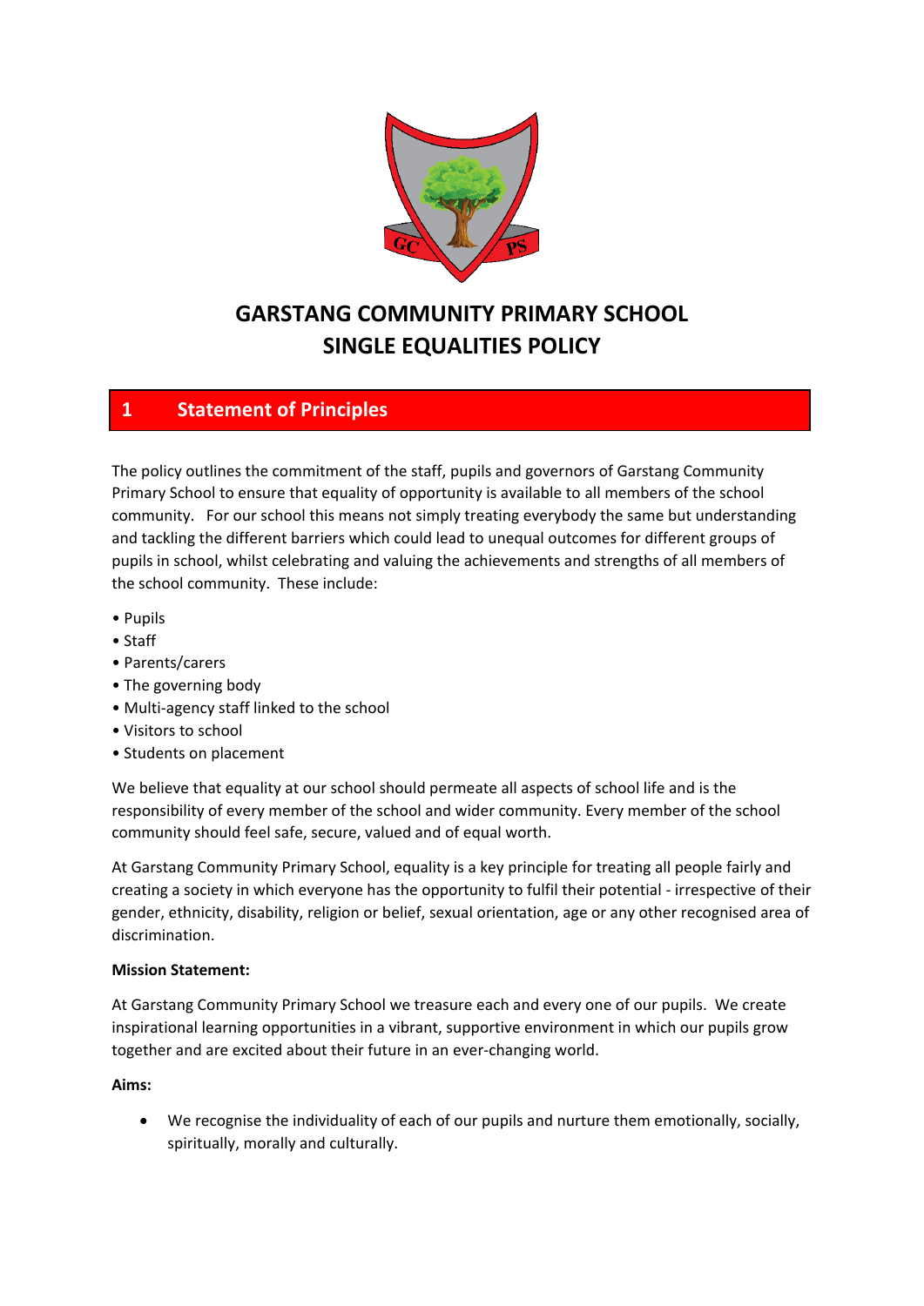# GARSTANG COMMUNITY PRIMARY SCHOOL
# SINGLE EQUALITIES POLICY

## 1 Statement of Principles

The policy outlines the commitment of the staff, pupils and governors of Garstang Community Primary School to ensure that equality of opportunity is available to all members of the school community. For our school this means not simply treating everybody the same but understanding and tackling the different barriers which could lead to unequal outcomes for different groups of pupils in school, whilst celebrating and valuing the achievements and strengths of all members of the school community. These include:

- Pupils
- Staff
- Parents/carers
- The governing body
- Multi-agency staff linked to the school
- Visitors to school
- Students on placement

We believe that equality at our school should permeate all aspects of school life and is the responsibility of every member of the school and wider community. Every member of the school community should feel safe, secure, valued and of equal worth.

At Garstang Community Primary School, equality is a key principle for treating all people fairly and creating a society in which everyone has the opportunity to fulfil their potential - irrespective of their gender, ethnicity, disability, religion or belief, sexual orientation, age or any other recognised area of discrimination.

**Mission Statement:**

At Garstang Community Primary School we treasure each and every one of our pupils. We create inspirational learning opportunities in a vibrant, supportive environment in which our pupils grow together and are excited about their future in an ever-changing world.

**Aims:**

- We recognise the individuality of each of our pupils and nurture them emotionally, socially, spiritually, morally and culturally.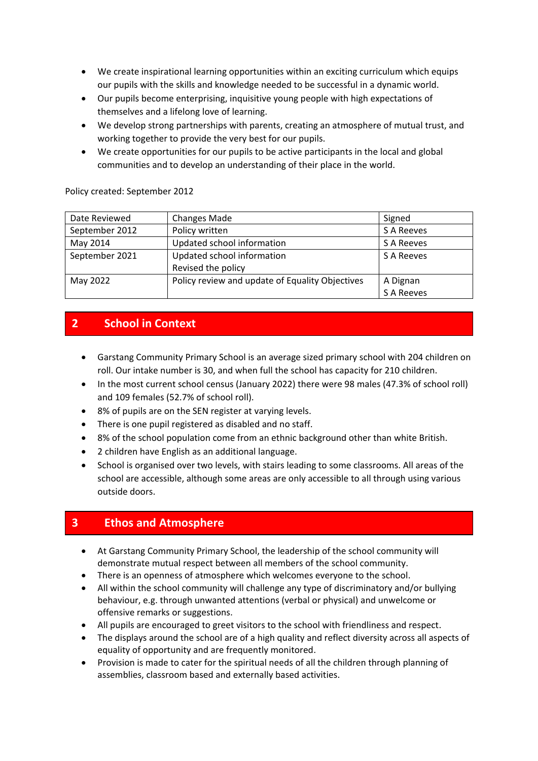- We create inspirational learning opportunities within an exciting curriculum which equips our pupils with the skills and knowledge needed to be successful in a dynamic world.
- Our pupils become enterprising, inquisitive young people with high expectations of themselves and a lifelong love of learning.
- We develop strong partnerships with parents, creating an atmosphere of mutual trust, and working together to provide the very best for our pupils.
- We create opportunities for our pupils to be active participants in the local and global communities and to develop an understanding of their place in the world.

Policy created: September 2012

| Date Reviewed | Changes Made | Signed |
|---|---|---|
| September 2012 | Policy written | S A Reeves |
| May 2014 | Updated school information | S A Reeves |
| September 2021 | Updated school information<br>Revised the policy | S A Reeves |
| May 2022 | Policy review and update of Equality Objectives | A Dignan<br>S A Reeves |

## 2 School in Context

- Garstang Community Primary School is an average sized primary school with 204 children on roll. Our intake number is 30, and when full the school has capacity for 210 children.
- In the most current school census (January 2022) there were 98 males (47.3% of school roll) and 109 females (52.7% of school roll).
- 8% of pupils are on the SEN register at varying levels.
- There is one pupil registered as disabled and no staff.
- 8% of the school population come from an ethnic background other than white British.
- 2 children have English as an additional language.
- School is organised over two levels, with stairs leading to some classrooms. All areas of the school are accessible, although some areas are only accessible to all through using various outside doors.

## 3 Ethos and Atmosphere

- At Garstang Community Primary School, the leadership of the school community will demonstrate mutual respect between all members of the school community.
- There is an openness of atmosphere which welcomes everyone to the school.
- All within the school community will challenge any type of discriminatory and/or bullying behaviour, e.g. through unwanted attentions (verbal or physical) and unwelcome or offensive remarks or suggestions.
- All pupils are encouraged to greet visitors to the school with friendliness and respect.
- The displays around the school are of a high quality and reflect diversity across all aspects of equality of opportunity and are frequently monitored.
- Provision is made to cater for the spiritual needs of all the children through planning of assemblies, classroom based and externally based activities.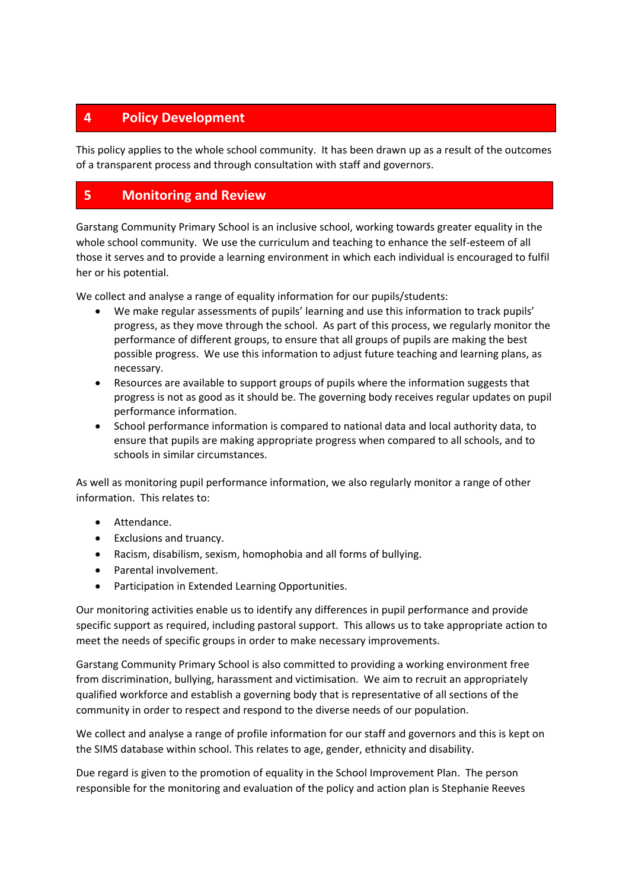## 4 Policy Development

This policy applies to the whole school community. It has been drawn up as a result of the outcomes of a transparent process and through consultation with staff and governors.

## 5 Monitoring and Review

Garstang Community Primary School is an inclusive school, working towards greater equality in the whole school community. We use the curriculum and teaching to enhance the self-esteem of all those it serves and to provide a learning environment in which each individual is encouraged to fulfil her or his potential.

We collect and analyse a range of equality information for our pupils/students:

- We make regular assessments of pupils' learning and use this information to track pupils' progress, as they move through the school. As part of this process, we regularly monitor the performance of different groups, to ensure that all groups of pupils are making the best possible progress. We use this information to adjust future teaching and learning plans, as necessary.
- Resources are available to support groups of pupils where the information suggests that progress is not as good as it should be. The governing body receives regular updates on pupil performance information.
- School performance information is compared to national data and local authority data, to ensure that pupils are making appropriate progress when compared to all schools, and to schools in similar circumstances.

As well as monitoring pupil performance information, we also regularly monitor a range of other information. This relates to:

- Attendance.
- Exclusions and truancy.
- Racism, disabilism, sexism, homophobia and all forms of bullying.
- Parental involvement.
- Participation in Extended Learning Opportunities.

Our monitoring activities enable us to identify any differences in pupil performance and provide specific support as required, including pastoral support. This allows us to take appropriate action to meet the needs of specific groups in order to make necessary improvements.

Garstang Community Primary School is also committed to providing a working environment free from discrimination, bullying, harassment and victimisation. We aim to recruit an appropriately qualified workforce and establish a governing body that is representative of all sections of the community in order to respect and respond to the diverse needs of our population.

We collect and analyse a range of profile information for our staff and governors and this is kept on the SIMS database within school. This relates to age, gender, ethnicity and disability.

Due regard is given to the promotion of equality in the School Improvement Plan. The person responsible for the monitoring and evaluation of the policy and action plan is Stephanie Reeves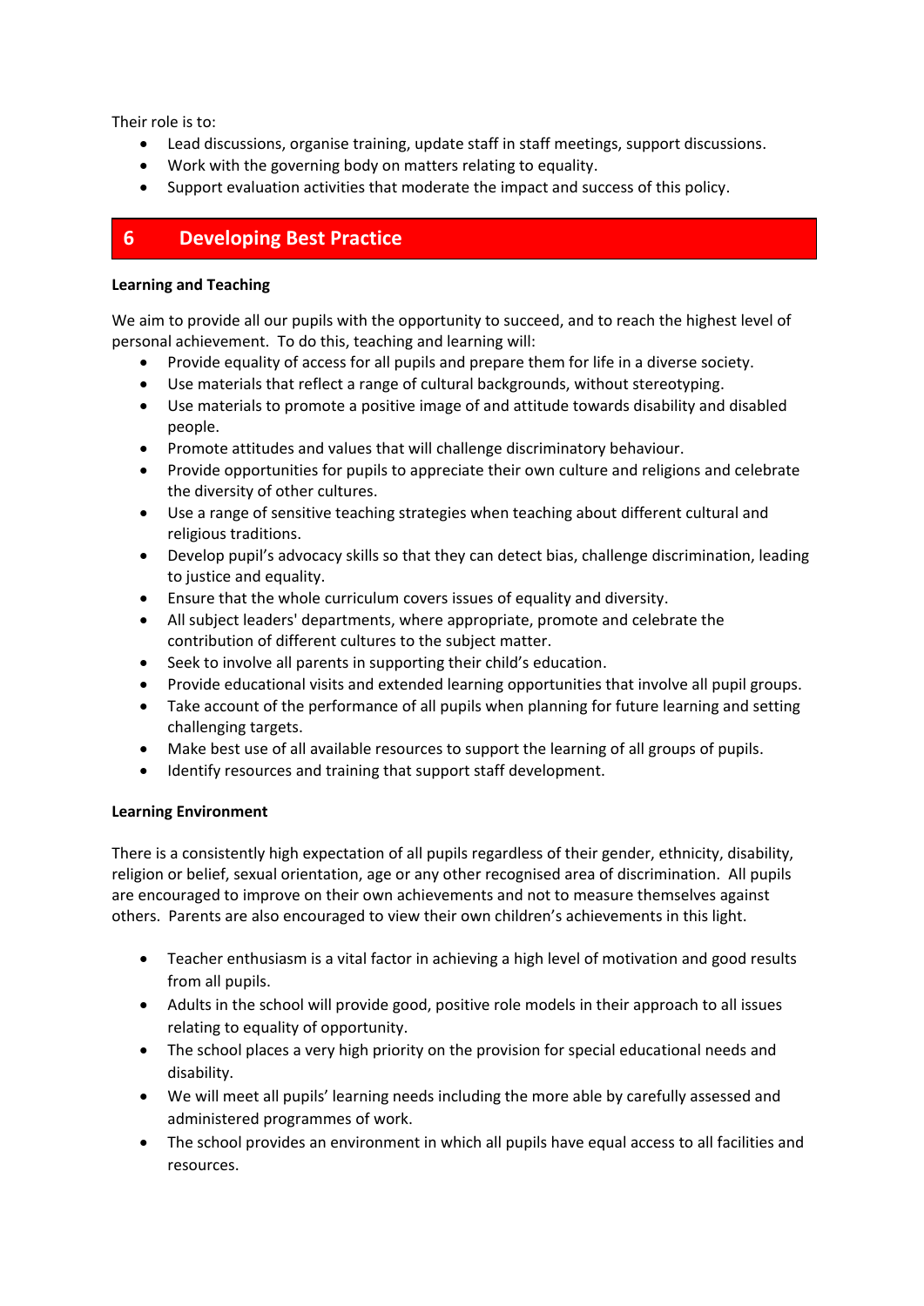Their role is to:

- Lead discussions, organise training, update staff in staff meetings, support discussions.
- Work with the governing body on matters relating to equality.
- Support evaluation activities that moderate the impact and success of this policy.

## 6 Developing Best Practice

**Learning and Teaching**

We aim to provide all our pupils with the opportunity to succeed, and to reach the highest level of personal achievement. To do this, teaching and learning will:

- Provide equality of access for all pupils and prepare them for life in a diverse society.
- Use materials that reflect a range of cultural backgrounds, without stereotyping.
- Use materials to promote a positive image of and attitude towards disability and disabled people.
- Promote attitudes and values that will challenge discriminatory behaviour.
- Provide opportunities for pupils to appreciate their own culture and religions and celebrate the diversity of other cultures.
- Use a range of sensitive teaching strategies when teaching about different cultural and religious traditions.
- Develop pupil's advocacy skills so that they can detect bias, challenge discrimination, leading to justice and equality.
- Ensure that the whole curriculum covers issues of equality and diversity.
- All subject leaders' departments, where appropriate, promote and celebrate the contribution of different cultures to the subject matter.
- Seek to involve all parents in supporting their child's education.
- Provide educational visits and extended learning opportunities that involve all pupil groups.
- Take account of the performance of all pupils when planning for future learning and setting challenging targets.
- Make best use of all available resources to support the learning of all groups of pupils.
- Identify resources and training that support staff development.

**Learning Environment**

There is a consistently high expectation of all pupils regardless of their gender, ethnicity, disability, religion or belief, sexual orientation, age or any other recognised area of discrimination. All pupils are encouraged to improve on their own achievements and not to measure themselves against others. Parents are also encouraged to view their own children's achievements in this light.

- Teacher enthusiasm is a vital factor in achieving a high level of motivation and good results from all pupils.
- Adults in the school will provide good, positive role models in their approach to all issues relating to equality of opportunity.
- The school places a very high priority on the provision for special educational needs and disability.
- We will meet all pupils' learning needs including the more able by carefully assessed and administered programmes of work.
- The school provides an environment in which all pupils have equal access to all facilities and resources.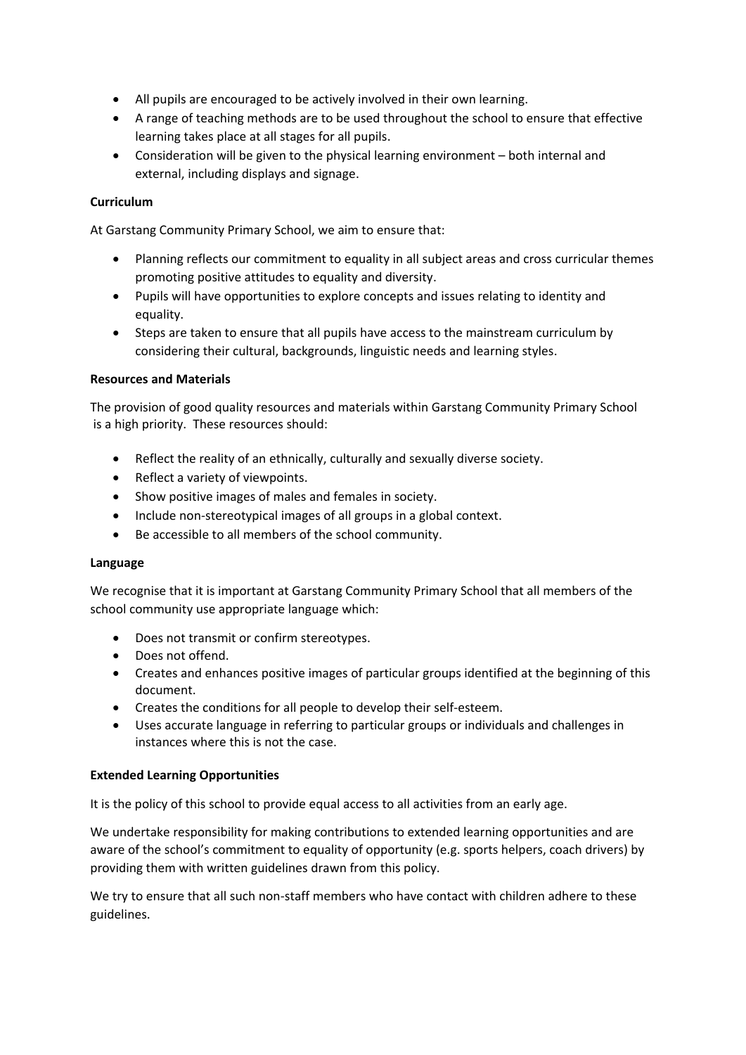- All pupils are encouraged to be actively involved in their own learning.
- A range of teaching methods are to be used throughout the school to ensure that effective learning takes place at all stages for all pupils.
- Consideration will be given to the physical learning environment – both internal and external, including displays and signage.

**Curriculum**

At Garstang Community Primary School, we aim to ensure that:

- Planning reflects our commitment to equality in all subject areas and cross curricular themes promoting positive attitudes to equality and diversity.
- Pupils will have opportunities to explore concepts and issues relating to identity and equality.
- Steps are taken to ensure that all pupils have access to the mainstream curriculum by considering their cultural, backgrounds, linguistic needs and learning styles.

**Resources and Materials**

The provision of good quality resources and materials within Garstang Community Primary School is a high priority. These resources should:

- Reflect the reality of an ethnically, culturally and sexually diverse society.
- Reflect a variety of viewpoints.
- Show positive images of males and females in society.
- Include non-stereotypical images of all groups in a global context.
- Be accessible to all members of the school community.

**Language**

We recognise that it is important at Garstang Community Primary School that all members of the school community use appropriate language which:

- Does not transmit or confirm stereotypes.
- Does not offend.
- Creates and enhances positive images of particular groups identified at the beginning of this document.
- Creates the conditions for all people to develop their self-esteem.
- Uses accurate language in referring to particular groups or individuals and challenges in instances where this is not the case.

**Extended Learning Opportunities**

It is the policy of this school to provide equal access to all activities from an early age.

We undertake responsibility for making contributions to extended learning opportunities and are aware of the school's commitment to equality of opportunity (e.g. sports helpers, coach drivers) by providing them with written guidelines drawn from this policy.

We try to ensure that all such non-staff members who have contact with children adhere to these guidelines.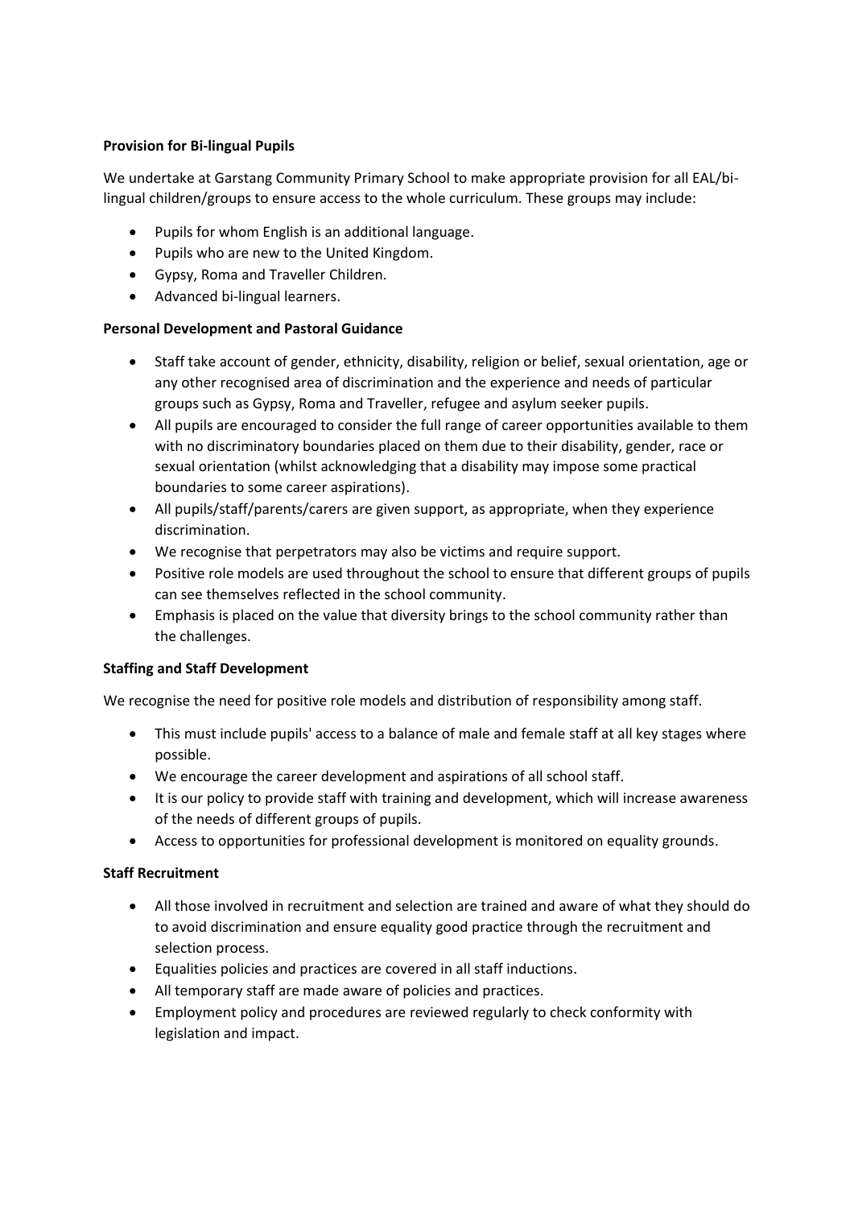**Provision for Bi-lingual Pupils**

We undertake at Garstang Community Primary School to make appropriate provision for all EAL/bi-lingual children/groups to ensure access to the whole curriculum. These groups may include:

- Pupils for whom English is an additional language.
- Pupils who are new to the United Kingdom.
- Gypsy, Roma and Traveller Children.
- Advanced bi-lingual learners.

**Personal Development and Pastoral Guidance**

- Staff take account of gender, ethnicity, disability, religion or belief, sexual orientation, age or any other recognised area of discrimination and the experience and needs of particular groups such as Gypsy, Roma and Traveller, refugee and asylum seeker pupils.
- All pupils are encouraged to consider the full range of career opportunities available to them with no discriminatory boundaries placed on them due to their disability, gender, race or sexual orientation (whilst acknowledging that a disability may impose some practical boundaries to some career aspirations).
- All pupils/staff/parents/carers are given support, as appropriate, when they experience discrimination.
- We recognise that perpetrators may also be victims and require support.
- Positive role models are used throughout the school to ensure that different groups of pupils can see themselves reflected in the school community.
- Emphasis is placed on the value that diversity brings to the school community rather than the challenges.

**Staffing and Staff Development**

We recognise the need for positive role models and distribution of responsibility among staff.

- This must include pupils' access to a balance of male and female staff at all key stages where possible.
- We encourage the career development and aspirations of all school staff.
- It is our policy to provide staff with training and development, which will increase awareness of the needs of different groups of pupils.
- Access to opportunities for professional development is monitored on equality grounds.

**Staff Recruitment**

- All those involved in recruitment and selection are trained and aware of what they should do to avoid discrimination and ensure equality good practice through the recruitment and selection process.
- Equalities policies and practices are covered in all staff inductions.
- All temporary staff are made aware of policies and practices.
- Employment policy and procedures are reviewed regularly to check conformity with legislation and impact.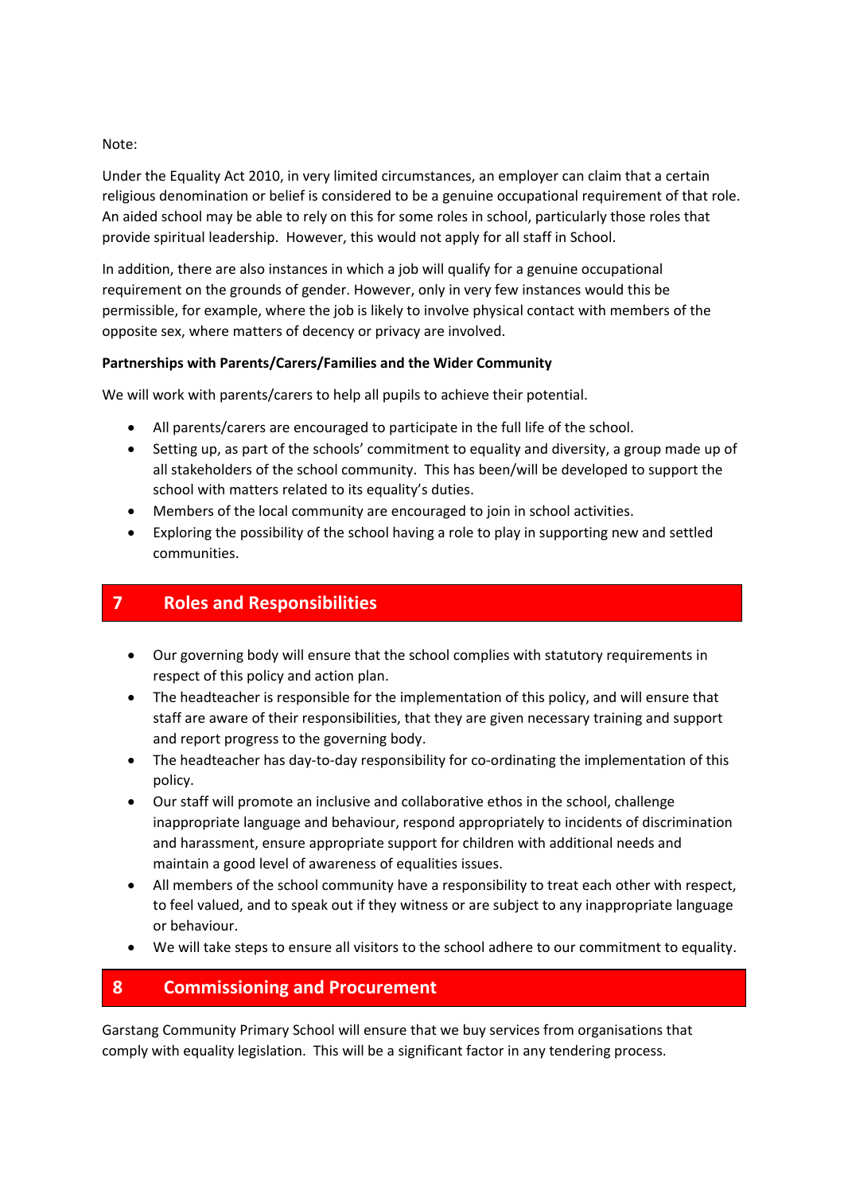Note:

Under the Equality Act 2010, in very limited circumstances, an employer can claim that a certain religious denomination or belief is considered to be a genuine occupational requirement of that role. An aided school may be able to rely on this for some roles in school, particularly those roles that provide spiritual leadership. However, this would not apply for all staff in School.

In addition, there are also instances in which a job will qualify for a genuine occupational requirement on the grounds of gender. However, only in very few instances would this be permissible, for example, where the job is likely to involve physical contact with members of the opposite sex, where matters of decency or privacy are involved.

**Partnerships with Parents/Carers/Families and the Wider Community**

We will work with parents/carers to help all pupils to achieve their potential.

- All parents/carers are encouraged to participate in the full life of the school.
- Setting up, as part of the schools' commitment to equality and diversity, a group made up of all stakeholders of the school community. This has been/will be developed to support the school with matters related to its equality's duties.
- Members of the local community are encouraged to join in school activities.
- Exploring the possibility of the school having a role to play in supporting new and settled communities.

## 7 Roles and Responsibilities

- Our governing body will ensure that the school complies with statutory requirements in respect of this policy and action plan.
- The headteacher is responsible for the implementation of this policy, and will ensure that staff are aware of their responsibilities, that they are given necessary training and support and report progress to the governing body.
- The headteacher has day-to-day responsibility for co-ordinating the implementation of this policy.
- Our staff will promote an inclusive and collaborative ethos in the school, challenge inappropriate language and behaviour, respond appropriately to incidents of discrimination and harassment, ensure appropriate support for children with additional needs and maintain a good level of awareness of equalities issues.
- All members of the school community have a responsibility to treat each other with respect, to feel valued, and to speak out if they witness or are subject to any inappropriate language or behaviour.
- We will take steps to ensure all visitors to the school adhere to our commitment to equality.

## 8 Commissioning and Procurement

Garstang Community Primary School will ensure that we buy services from organisations that comply with equality legislation. This will be a significant factor in any tendering process.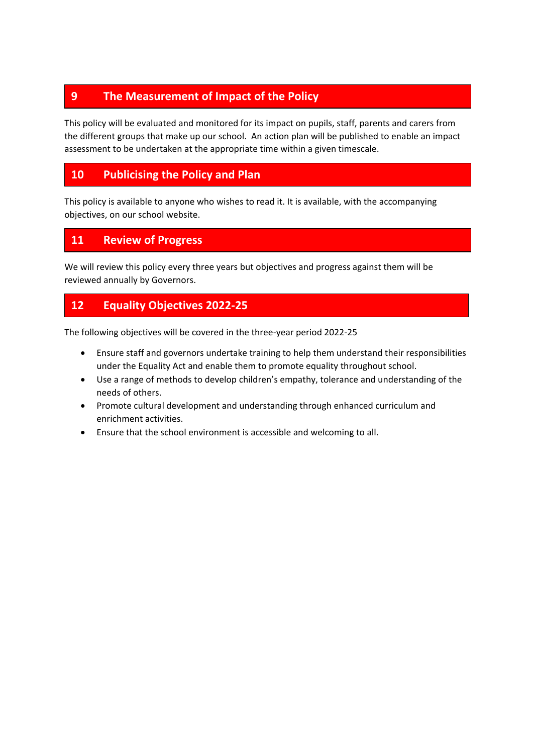## 9 The Measurement of Impact of the Policy

This policy will be evaluated and monitored for its impact on pupils, staff, parents and carers from the different groups that make up our school. An action plan will be published to enable an impact assessment to be undertaken at the appropriate time within a given timescale.

## 10 Publicising the Policy and Plan

This policy is available to anyone who wishes to read it. It is available, with the accompanying objectives, on our school website.

## 11 Review of Progress

We will review this policy every three years but objectives and progress against them will be reviewed annually by Governors.

## 12 Equality Objectives 2022-25

The following objectives will be covered in the three-year period 2022-25

- Ensure staff and governors undertake training to help them understand their responsibilities under the Equality Act and enable them to promote equality throughout school.
- Use a range of methods to develop children's empathy, tolerance and understanding of the needs of others.
- Promote cultural development and understanding through enhanced curriculum and enrichment activities.
- Ensure that the school environment is accessible and welcoming to all.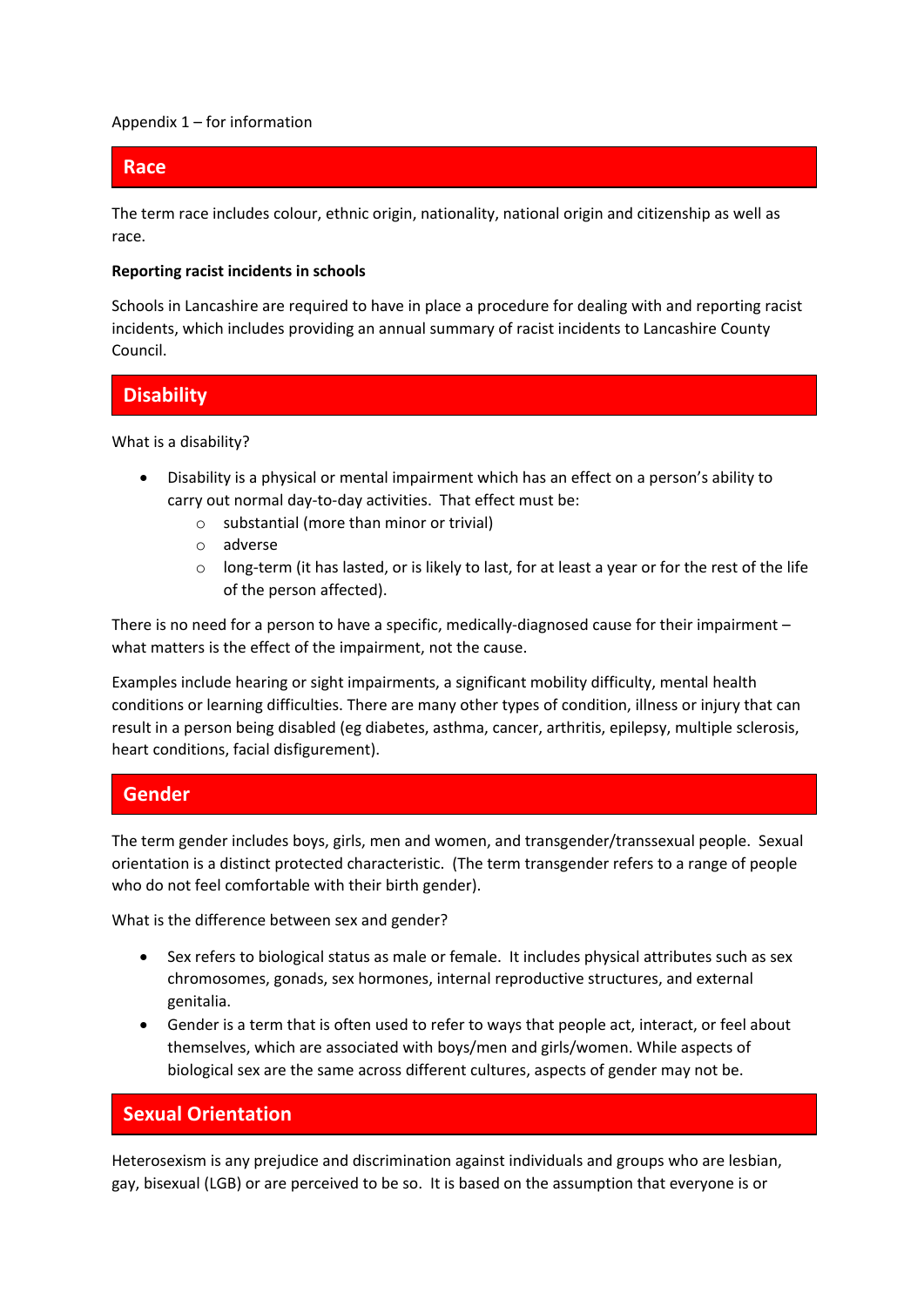Appendix 1 – for information

## Race

The term race includes colour, ethnic origin, nationality, national origin and citizenship as well as race.

**Reporting racist incidents in schools**

Schools in Lancashire are required to have in place a procedure for dealing with and reporting racist incidents, which includes providing an annual summary of racist incidents to Lancashire County Council.

## Disability

What is a disability?

- Disability is a physical or mental impairment which has an effect on a person's ability to carry out normal day-to-day activities. That effect must be:
  - substantial (more than minor or trivial)
  - adverse
  - long-term (it has lasted, or is likely to last, for at least a year or for the rest of the life of the person affected).

There is no need for a person to have a specific, medically-diagnosed cause for their impairment – what matters is the effect of the impairment, not the cause.

Examples include hearing or sight impairments, a significant mobility difficulty, mental health conditions or learning difficulties. There are many other types of condition, illness or injury that can result in a person being disabled (eg diabetes, asthma, cancer, arthritis, epilepsy, multiple sclerosis, heart conditions, facial disfigurement).

## Gender

The term gender includes boys, girls, men and women, and transgender/transsexual people. Sexual orientation is a distinct protected characteristic. (The term transgender refers to a range of people who do not feel comfortable with their birth gender).

What is the difference between sex and gender?

- Sex refers to biological status as male or female. It includes physical attributes such as sex chromosomes, gonads, sex hormones, internal reproductive structures, and external genitalia.
- Gender is a term that is often used to refer to ways that people act, interact, or feel about themselves, which are associated with boys/men and girls/women. While aspects of biological sex are the same across different cultures, aspects of gender may not be.

## Sexual Orientation

Heterosexism is any prejudice and discrimination against individuals and groups who are lesbian, gay, bisexual (LGB) or are perceived to be so. It is based on the assumption that everyone is or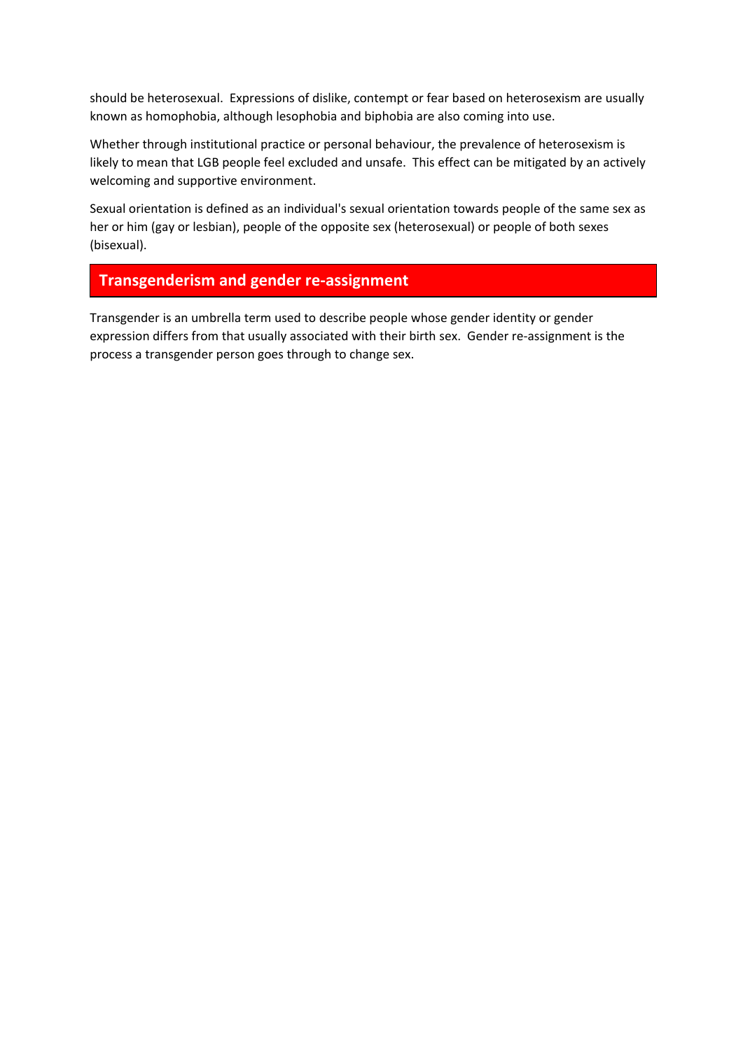should be heterosexual. Expressions of dislike, contempt or fear based on heterosexism are usually known as homophobia, although lesophobia and biphobia are also coming into use.

Whether through institutional practice or personal behaviour, the prevalence of heterosexism is likely to mean that LGB people feel excluded and unsafe. This effect can be mitigated by an actively welcoming and supportive environment.

Sexual orientation is defined as an individual's sexual orientation towards people of the same sex as her or him (gay or lesbian), people of the opposite sex (heterosexual) or people of both sexes (bisexual).

## Transgenderism and gender re-assignment

Transgender is an umbrella term used to describe people whose gender identity or gender expression differs from that usually associated with their birth sex. Gender re-assignment is the process a transgender person goes through to change sex.